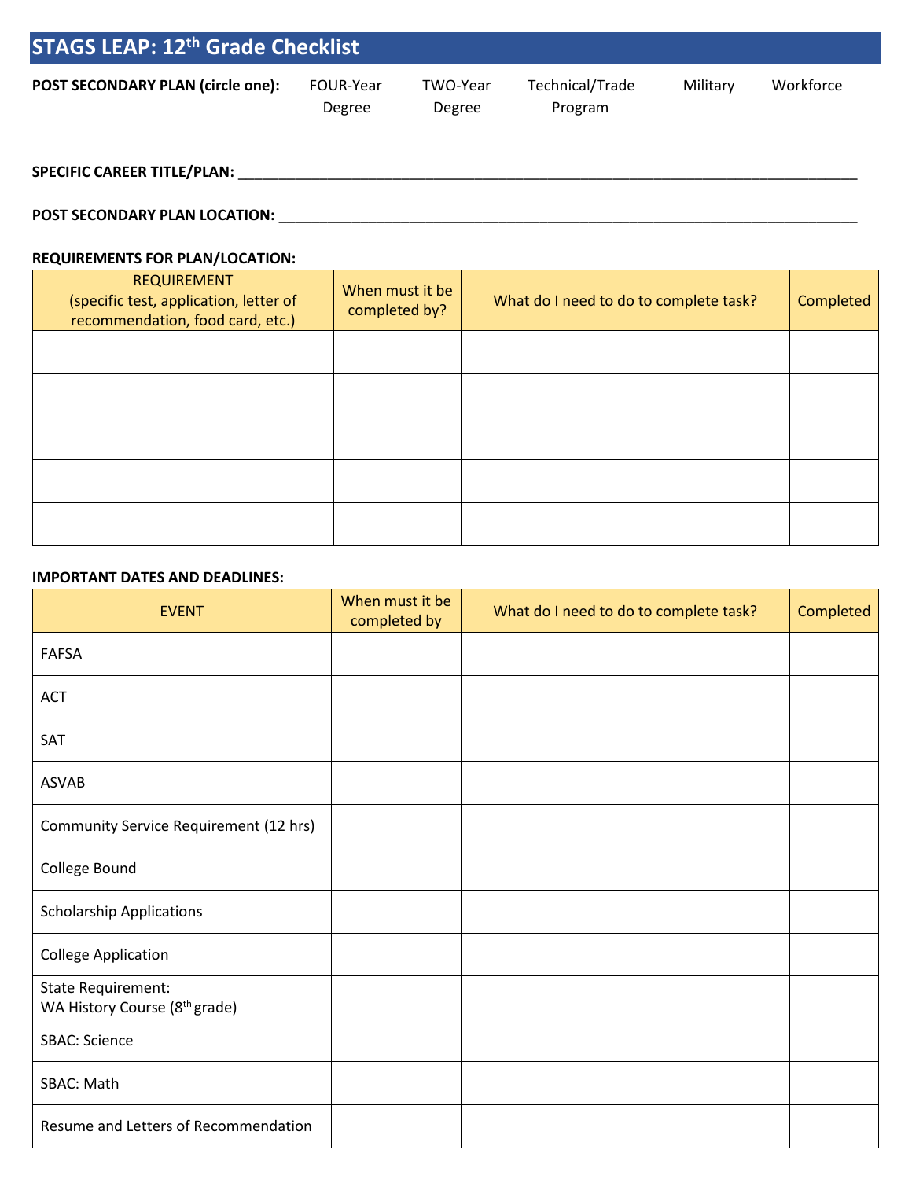# STAGS LEAP: 12th Grade Checklist

**POST SECONDARY PLAN (circle one):** FOUR-Year Degree TWO-Year Degree Technical/Trade Program Military Workforce

**SPECIFIC CAREER TITLE/PLAN:** ____________________________________________

**POST SECONDARY PLAN LOCATION:** ____________________________________________

**REQUIREMENTS FOR PLAN/LOCATION:**

| REQUIREMENT (specific test, application, letter of recommendation, food card, etc.) | When must it be completed by? | What do I need to do to complete task? | Completed |
|---|---|---|---|
| | | | |
| | | | |
| | | | |
| | | | |
| | | | |

**IMPORTANT DATES AND DEADLINES:**

| EVENT | When must it be completed by | What do I need to do to complete task? | Completed |
|---|---|---|---|
| FAFSA | | | |
| ACT | | | |
| SAT | | | |
| ASVAB | | | |
| Community Service Requirement (12 hrs) | | | |
| College Bound | | | |
| Scholarship Applications | | | |
| College Application | | | |
| State Requirement: WA History Course (8th grade) | | | |
| SBAC: Science | | | |
| SBAC: Math | | | |
| Resume and Letters of Recommendation | | | |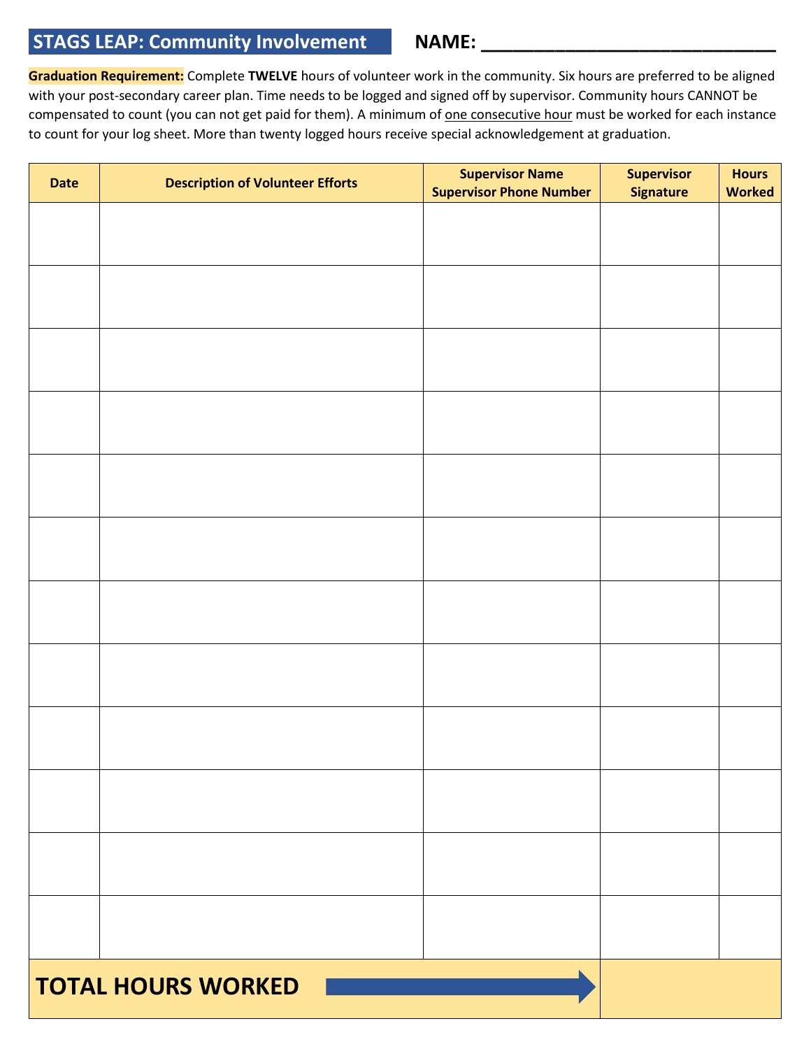## STAGS LEAP: Community Involvement

**NAME:** ____________________________

**Graduation Requirement:** Complete **TWELVE** hours of volunteer work in the community. Six hours are preferred to be aligned with your post-secondary career plan. Time needs to be logged and signed off by supervisor. Community hours CANNOT be compensated to count (you can not get paid for them). A minimum of <u>one consecutive hour</u> must be worked for each instance to count for your log sheet. More than twenty logged hours receive special acknowledgement at graduation.

| Date | Description of Volunteer Efforts | Supervisor Name<br>Supervisor Phone Number | Supervisor Signature | Hours Worked |
|---|---|---|---|---|
| | | | | |
| | | | | |
| | | | | |
| | | | | |
| | | | | |
| | | | | |
| | | | | |
| | | | | |
| | | | | |
| | | | | |
| | | | | |
| | | | | |
| **TOTAL HOURS WORKED** → | | | | |